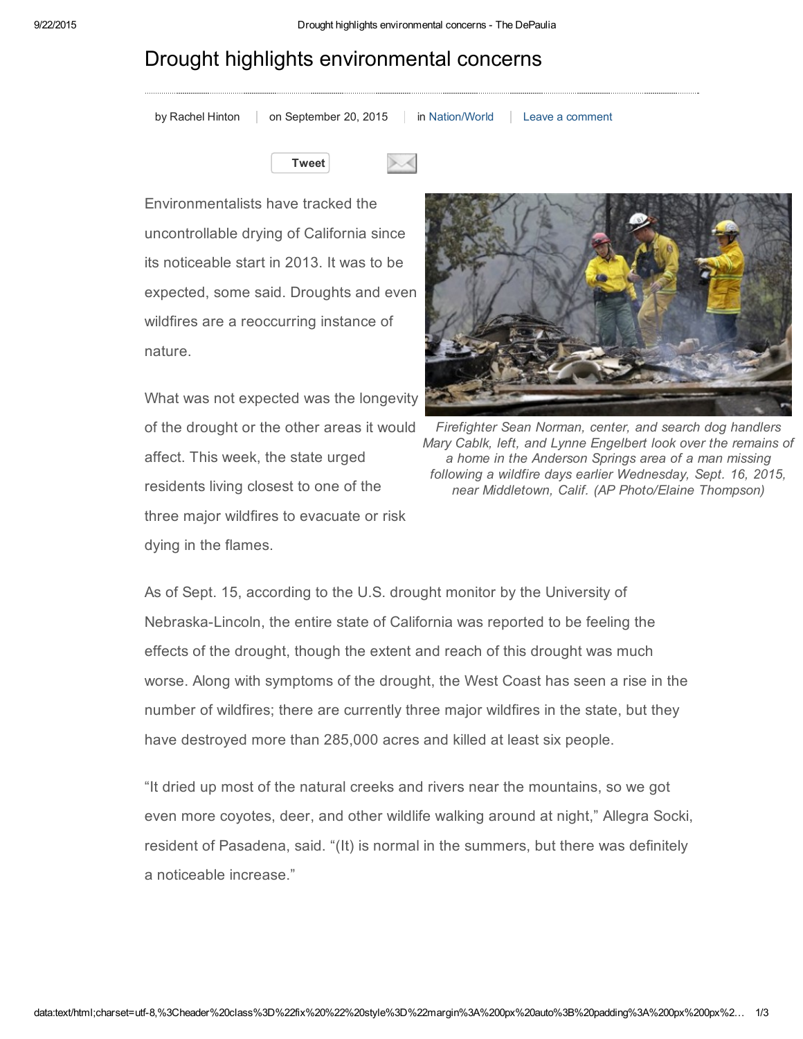# Drought highlights environmental concerns

by Rachel Hinton | on September 20, 2015 | in Nation/World | Leave a comment

Environmentalists have tracked the uncontrollable drying of California since its noticeable start in 2013. It was to be expected, some said. Droughts and even wildfires are a reoccurring instance of nature.

What was not expected was the longevity of the drought or the other areas it would affect. This week, the state urged residents living closest to one of the three major wildfires to evacuate or risk dying in the flames.

*Firefighter Sean Norman, center, and search dog handlers Mary Cablk, left, and Lynne Engelbert look over the remains of a home in the Anderson Springs area of a man missing following a wildfire days earlier Wednesday, Sept. 16, 2015, near Middletown, Calif. (AP Photo/Elaine Thompson)*

As of Sept. 15, according to the U.S. drought monitor by the University of Nebraska-Lincoln, the entire state of California was reported to be feeling the effects of the drought, though the extent and reach of this drought was much worse. Along with symptoms of the drought, the West Coast has seen a rise in the number of wildfires; there are currently three major wildfires in the state, but they have destroyed more than 285,000 acres and killed at least six people.

"It dried up most of the natural creeks and rivers near the mountains, so we got even more coyotes, deer, and other wildlife walking around at night," Allegra Socki, resident of Pasadena, said. "(It) is normal in the summers, but there was definitely a noticeable increase."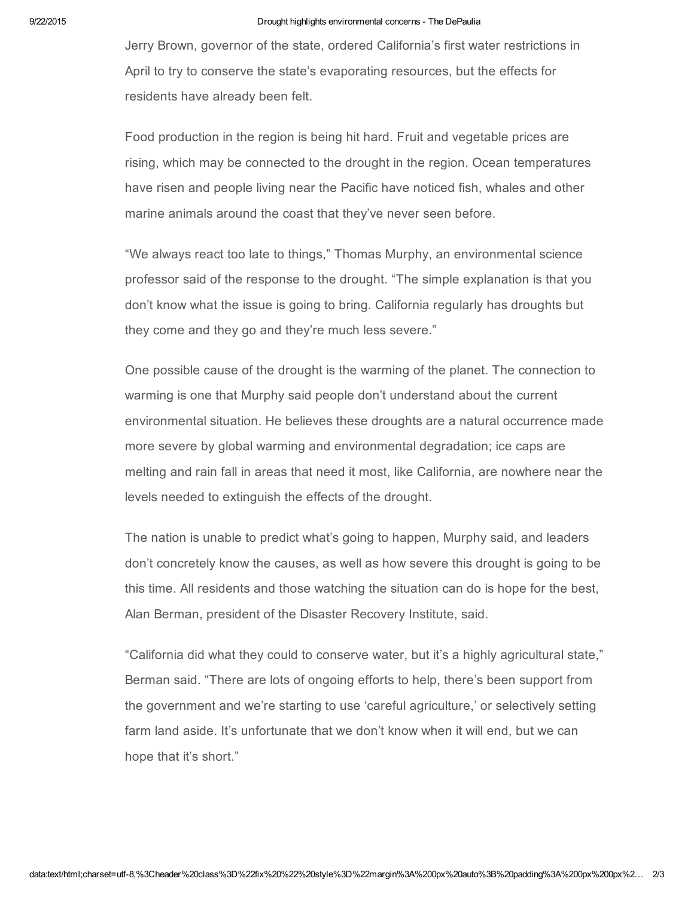Jerry Brown, governor of the state, ordered California's first water restrictions in April to try to conserve the state's evaporating resources, but the effects for residents have already been felt.

Food production in the region is being hit hard. Fruit and vegetable prices are rising, which may be connected to the drought in the region. Ocean temperatures have risen and people living near the Pacific have noticed fish, whales and other marine animals around the coast that they've never seen before.

"We always react too late to things," Thomas Murphy, an environmental science professor said of the response to the drought. "The simple explanation is that you don't know what the issue is going to bring. California regularly has droughts but they come and they go and they're much less severe."

One possible cause of the drought is the warming of the planet. The connection to warming is one that Murphy said people don't understand about the current environmental situation. He believes these droughts are a natural occurrence made more severe by global warming and environmental degradation; ice caps are melting and rain fall in areas that need it most, like California, are nowhere near the levels needed to extinguish the effects of the drought.

The nation is unable to predict what's going to happen, Murphy said, and leaders don't concretely know the causes, as well as how severe this drought is going to be this time. All residents and those watching the situation can do is hope for the best, Alan Berman, president of the Disaster Recovery Institute, said.

"California did what they could to conserve water, but it's a highly agricultural state," Berman said. "There are lots of ongoing efforts to help, there's been support from the government and we're starting to use 'careful agriculture,' or selectively setting farm land aside. It's unfortunate that we don't know when it will end, but we can hope that it's short."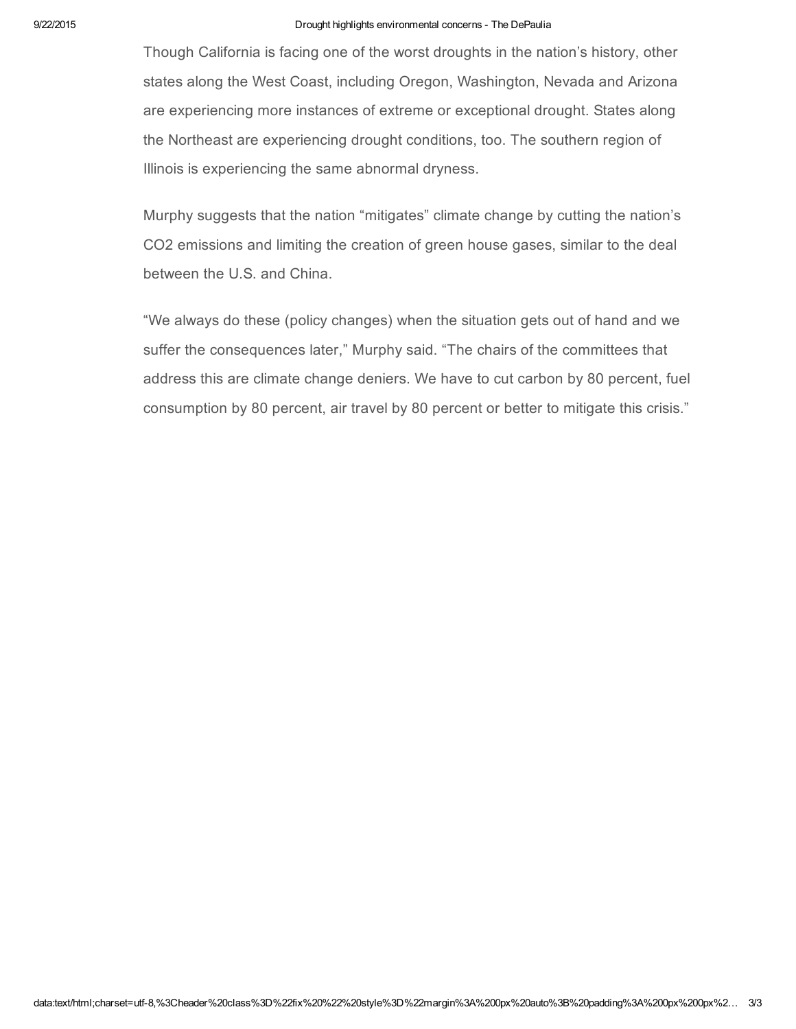Though California is facing one of the worst droughts in the nation's history, other states along the West Coast, including Oregon, Washington, Nevada and Arizona are experiencing more instances of extreme or exceptional drought. States along the Northeast are experiencing drought conditions, too. The southern region of Illinois is experiencing the same abnormal dryness.

Murphy suggests that the nation "mitigates" climate change by cutting the nation's $CO_2$ emissions and limiting the creation of green house gases, similar to the deal between the U.S. and China.

"We always do these (policy changes) when the situation gets out of hand and we suffer the consequences later," Murphy said. "The chairs of the committees that address this are climate change deniers. We have to cut carbon by 80 percent, fuel consumption by 80 percent, air travel by 80 percent or better to mitigate this crisis."